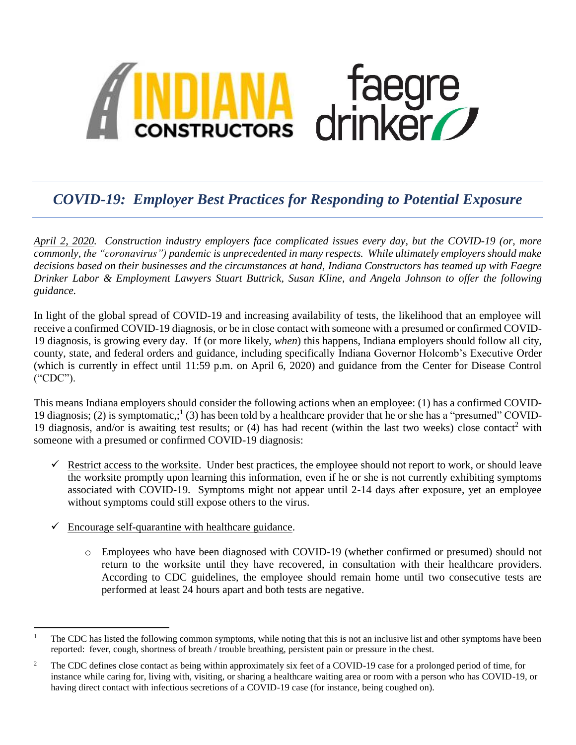INDIANA CONSTRUCTORS faegre drinker

# *COVID-19: Employer Best Practices for Responding to Potential Exposure*

*April 2, 2020. Construction industry employers face complicated issues every day, but the COVID-19 (or, more commonly, the "coronavirus") pandemic is unprecedented in many respects. While ultimately employers should make decisions based on their businesses and the circumstances at hand, Indiana Constructors has teamed up with Faegre Drinker Labor & Employment Lawyers Stuart Buttrick, Susan Kline, and Angela Johnson to offer the following guidance.*

In light of the global spread of COVID-19 and increasing availability of tests, the likelihood that an employee will receive a confirmed COVID-19 diagnosis, or be in close contact with someone with a presumed or confirmed COVID-19 diagnosis, is growing every day. If (or more likely, *when*) this happens, Indiana employers should follow all city, county, state, and federal orders and guidance, including specifically Indiana Governor Holcomb's Executive Order (which is currently in effect until 11:59 p.m. on April 6, 2020) and guidance from the Center for Disease Control ("CDC").

This means Indiana employers should consider the following actions when an employee: (1) has a confirmed COVID-19 diagnosis; (2) is symptomatic,;[1] (3) has been told by a healthcare provider that he or she has a "presumed" COVID-19 diagnosis, and/or is awaiting test results; or (4) has had recent (within the last two weeks) close contact[2] with someone with a presumed or confirmed COVID-19 diagnosis:

- ✓ Restrict access to the worksite. Under best practices, the employee should not report to work, or should leave the worksite promptly upon learning this information, even if he or she is not currently exhibiting symptoms associated with COVID-19. Symptoms might not appear until 2-14 days after exposure, yet an employee without symptoms could still expose others to the virus.

- ✓ Encourage self-quarantine with healthcare guidance.

  - Employees who have been diagnosed with COVID-19 (whether confirmed or presumed) should not return to the worksite until they have recovered, in consultation with their healthcare providers. According to CDC guidelines, the employee should remain home until two consecutive tests are performed at least 24 hours apart and both tests are negative.

---

[1] The CDC has listed the following common symptoms, while noting that this is not an inclusive list and other symptoms have been reported: fever, cough, shortness of breath / trouble breathing, persistent pain or pressure in the chest.

[2] The CDC defines close contact as being within approximately six feet of a COVID-19 case for a prolonged period of time, for instance while caring for, living with, visiting, or sharing a healthcare waiting area or room with a person who has COVID-19, or having direct contact with infectious secretions of a COVID-19 case (for instance, being coughed on).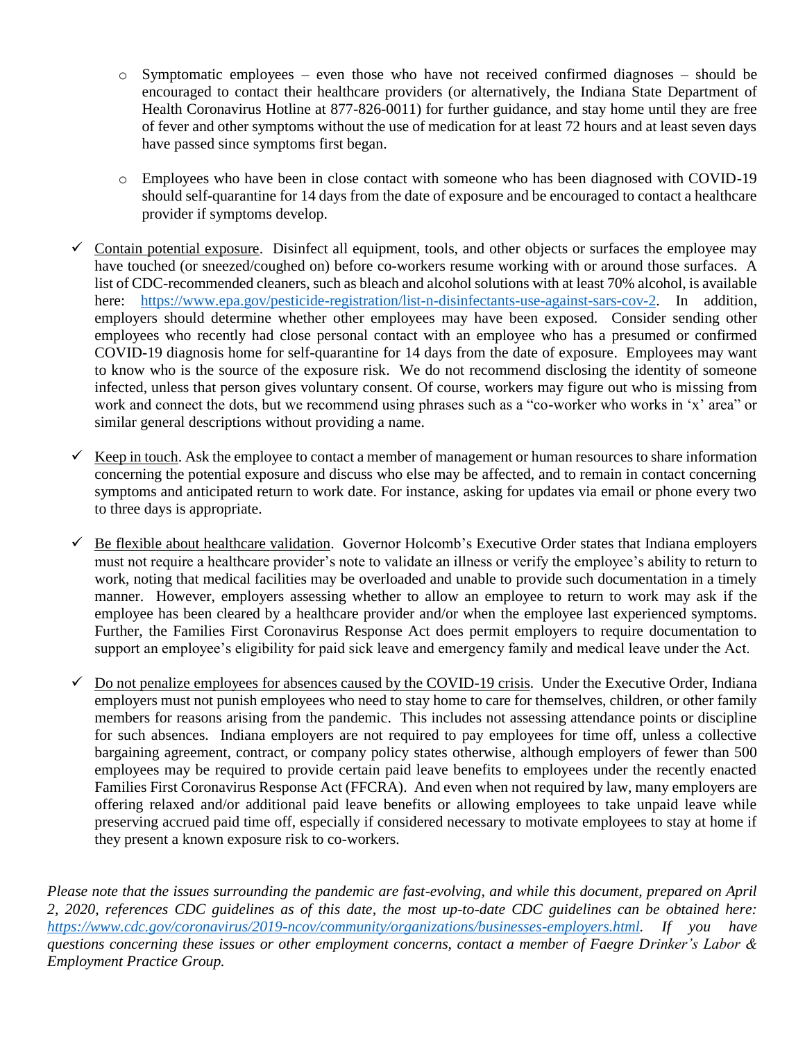- Symptomatic employees – even those who have not received confirmed diagnoses – should be encouraged to contact their healthcare providers (or alternatively, the Indiana State Department of Health Coronavirus Hotline at 877-826-0011) for further guidance, and stay home until they are free of fever and other symptoms without the use of medication for at least 72 hours and at least seven days have passed since symptoms first began.

- Employees who have been in close contact with someone who has been diagnosed with COVID-19 should self-quarantine for 14 days from the date of exposure and be encouraged to contact a healthcare provider if symptoms develop.

✓ <u>Contain potential exposure</u>. Disinfect all equipment, tools, and other objects or surfaces the employee may have touched (or sneezed/coughed on) before co-workers resume working with or around those surfaces. A list of CDC-recommended cleaners, such as bleach and alcohol solutions with at least 70% alcohol, is available here: https://www.epa.gov/pesticide-registration/list-n-disinfectants-use-against-sars-cov-2. In addition, employers should determine whether other employees may have been exposed. Consider sending other employees who recently had close personal contact with an employee who has a presumed or confirmed COVID-19 diagnosis home for self-quarantine for 14 days from the date of exposure. Employees may want to know who is the source of the exposure risk. We do not recommend disclosing the identity of someone infected, unless that person gives voluntary consent. Of course, workers may figure out who is missing from work and connect the dots, but we recommend using phrases such as a "co-worker who works in 'x' area" or similar general descriptions without providing a name.

✓ <u>Keep in touch</u>. Ask the employee to contact a member of management or human resources to share information concerning the potential exposure and discuss who else may be affected, and to remain in contact concerning symptoms and anticipated return to work date. For instance, asking for updates via email or phone every two to three days is appropriate.

✓ <u>Be flexible about healthcare validation</u>. Governor Holcomb's Executive Order states that Indiana employers must not require a healthcare provider's note to validate an illness or verify the employee's ability to return to work, noting that medical facilities may be overloaded and unable to provide such documentation in a timely manner. However, employers assessing whether to allow an employee to return to work may ask if the employee has been cleared by a healthcare provider and/or when the employee last experienced symptoms. Further, the Families First Coronavirus Response Act does permit employers to require documentation to support an employee's eligibility for paid sick leave and emergency family and medical leave under the Act.

✓ <u>Do not penalize employees for absences caused by the COVID-19 crisis</u>. Under the Executive Order, Indiana employers must not punish employees who need to stay home to care for themselves, children, or other family members for reasons arising from the pandemic. This includes not assessing attendance points or discipline for such absences. Indiana employers are not required to pay employees for time off, unless a collective bargaining agreement, contract, or company policy states otherwise, although employers of fewer than 500 employees may be required to provide certain paid leave benefits to employees under the recently enacted Families First Coronavirus Response Act (FFCRA). And even when not required by law, many employers are offering relaxed and/or additional paid leave benefits or allowing employees to take unpaid leave while preserving accrued paid time off, especially if considered necessary to motivate employees to stay at home if they present a known exposure risk to co-workers.

*Please note that the issues surrounding the pandemic are fast-evolving, and while this document, prepared on April 2, 2020, references CDC guidelines as of this date, the most up-to-date CDC guidelines can be obtained here: https://www.cdc.gov/coronavirus/2019-ncov/community/organizations/businesses-employers.html. If you have questions concerning these issues or other employment concerns, contact a member of Faegre Drinker's Labor & Employment Practice Group.*